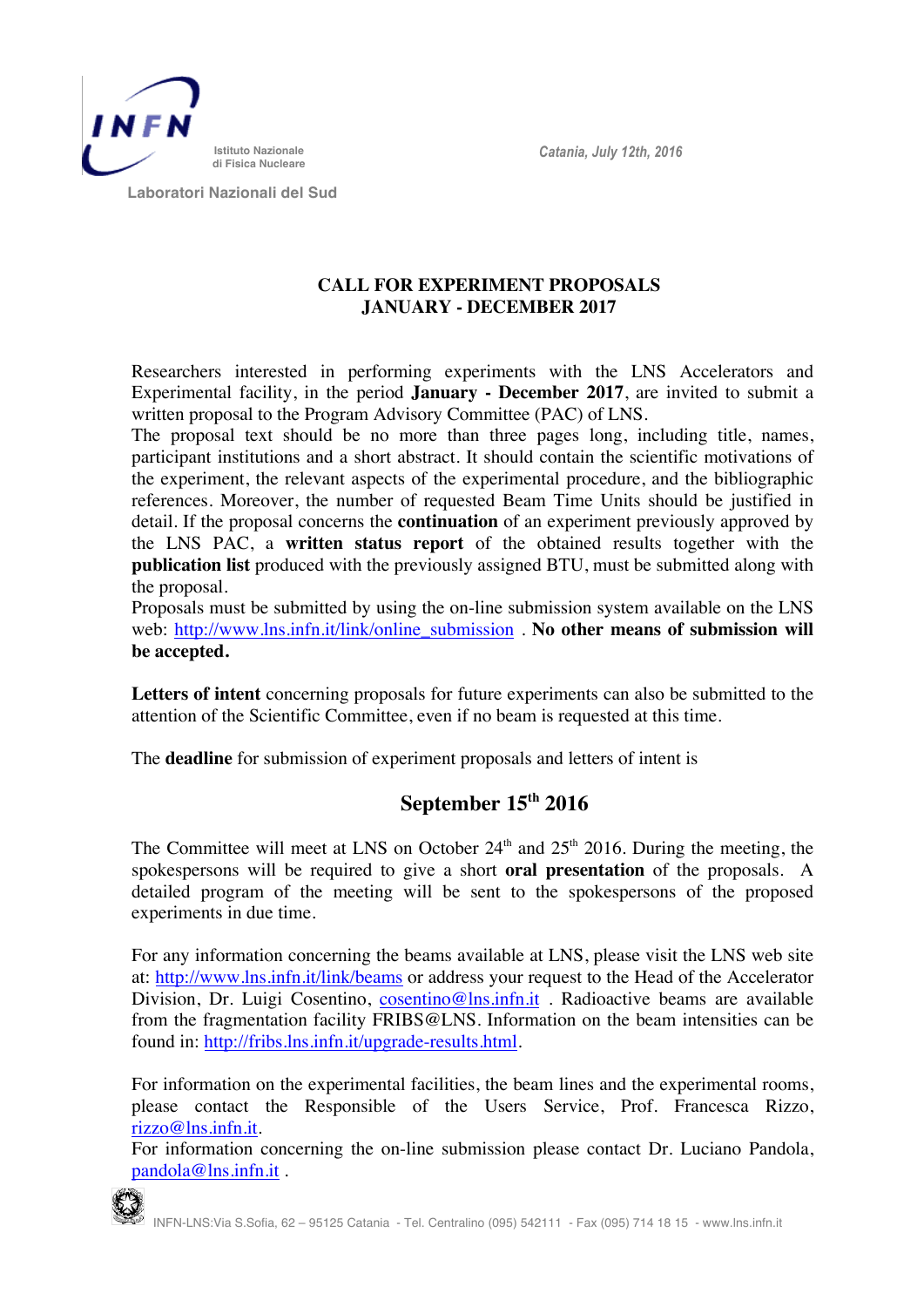INFN Istituto Nazionale di Fisica Nucleare

Laboratori Nazionali del Sud

*Catania, July 12th, 2016*

# CALL FOR EXPERIMENT PROPOSALS
# JANUARY - DECEMBER 2017

Researchers interested in performing experiments with the LNS Accelerators and Experimental facility, in the period **January - December 2017**, are invited to submit a written proposal to the Program Advisory Committee (PAC) of LNS.
The proposal text should be no more than three pages long, including title, names, participant institutions and a short abstract. It should contain the scientific motivations of the experiment, the relevant aspects of the experimental procedure, and the bibliographic references. Moreover, the number of requested Beam Time Units should be justified in detail. If the proposal concerns the **continuation** of an experiment previously approved by the LNS PAC, a **written status report** of the obtained results together with the **publication list** produced with the previously assigned BTU, must be submitted along with the proposal.
Proposals must be submitted by using the on-line submission system available on the LNS web: http://www.lns.infn.it/link/online_submission . **No other means of submission will be accepted.**

**Letters of intent** concerning proposals for future experiments can also be submitted to the attention of the Scientific Committee, even if no beam is requested at this time.

The **deadline** for submission of experiment proposals and letters of intent is

## September 15th 2016

The Committee will meet at LNS on October 24th and 25th 2016. During the meeting, the spokespersons will be required to give a short **oral presentation** of the proposals. A detailed program of the meeting will be sent to the spokespersons of the proposed experiments in due time.

For any information concerning the beams available at LNS, please visit the LNS web site at: http://www.lns.infn.it/link/beams or address your request to the Head of the Accelerator Division, Dr. Luigi Cosentino, cosentino@lns.infn.it . Radioactive beams are available from the fragmentation facility FRIBS@LNS. Information on the beam intensities can be found in: http://fribs.lns.infn.it/upgrade-results.html.

For information on the experimental facilities, the beam lines and the experimental rooms, please contact the Responsible of the Users Service, Prof. Francesca Rizzo, rizzo@lns.infn.it.
For information concerning the on-line submission please contact Dr. Luciano Pandola, pandola@lns.infn.it .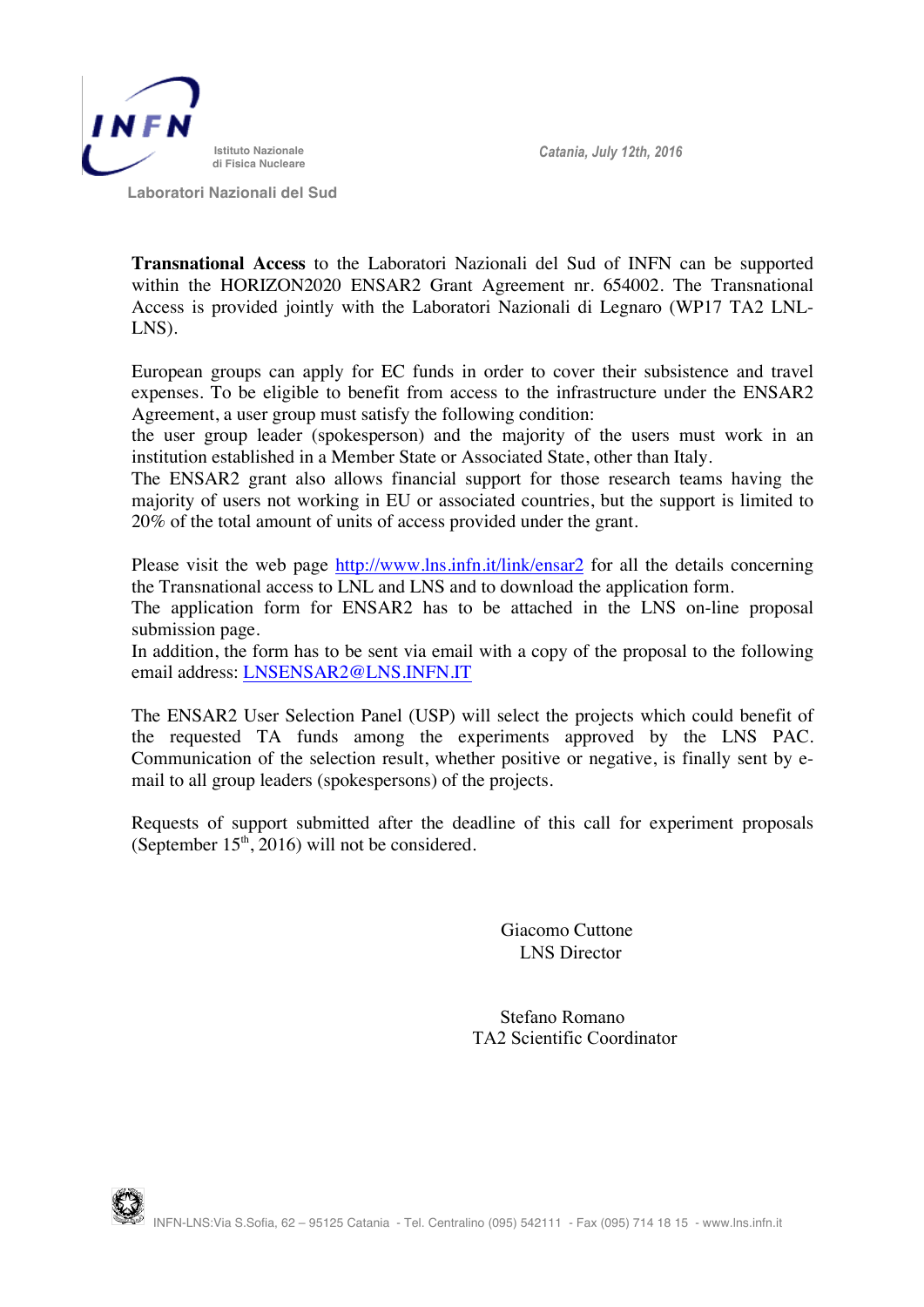INFN

Istituto Nazionale di Fisica Nucleare

Laboratori Nazionali del Sud

*Catania, July 12th, 2016*

**Transnational Access** to the Laboratori Nazionali del Sud of INFN can be supported within the HORIZON2020 ENSAR2 Grant Agreement nr. 654002. The Transnational Access is provided jointly with the Laboratori Nazionali di Legnaro (WP17 TA2 LNL-LNS).

European groups can apply for EC funds in order to cover their subsistence and travel expenses. To be eligible to benefit from access to the infrastructure under the ENSAR2 Agreement, a user group must satisfy the following condition:
the user group leader (spokesperson) and the majority of the users must work in an institution established in a Member State or Associated State, other than Italy.
The ENSAR2 grant also allows financial support for those research teams having the majority of users not working in EU or associated countries, but the support is limited to 20% of the total amount of units of access provided under the grant.

Please visit the web page [http://www.lns.infn.it/link/ensar2](http://www.lns.infn.it/link/ensar2) for all the details concerning the Transnational access to LNL and LNS and to download the application form.
The application form for ENSAR2 has to be attached in the LNS on-line proposal submission page.
In addition, the form has to be sent via email with a copy of the proposal to the following email address: [LNSENSAR2@LNS.INFN.IT](mailto:LNSENSAR2@LNS.INFN.IT)

The ENSAR2 User Selection Panel (USP) will select the projects which could benefit of the requested TA funds among the experiments approved by the LNS PAC. Communication of the selection result, whether positive or negative, is finally sent by e-mail to all group leaders (spokespersons) of the projects.

Requests of support submitted after the deadline of this call for experiment proposals (September 15th, 2016) will not be considered.

Giacomo Cuttone
LNS Director

Stefano Romano
TA2 Scientific Coordinator

INFN-LNS:Via S.Sofia, 62 – 95125 Catania - Tel. Centralino (095) 542111 - Fax (095) 714 18 15 - www.lns.infn.it